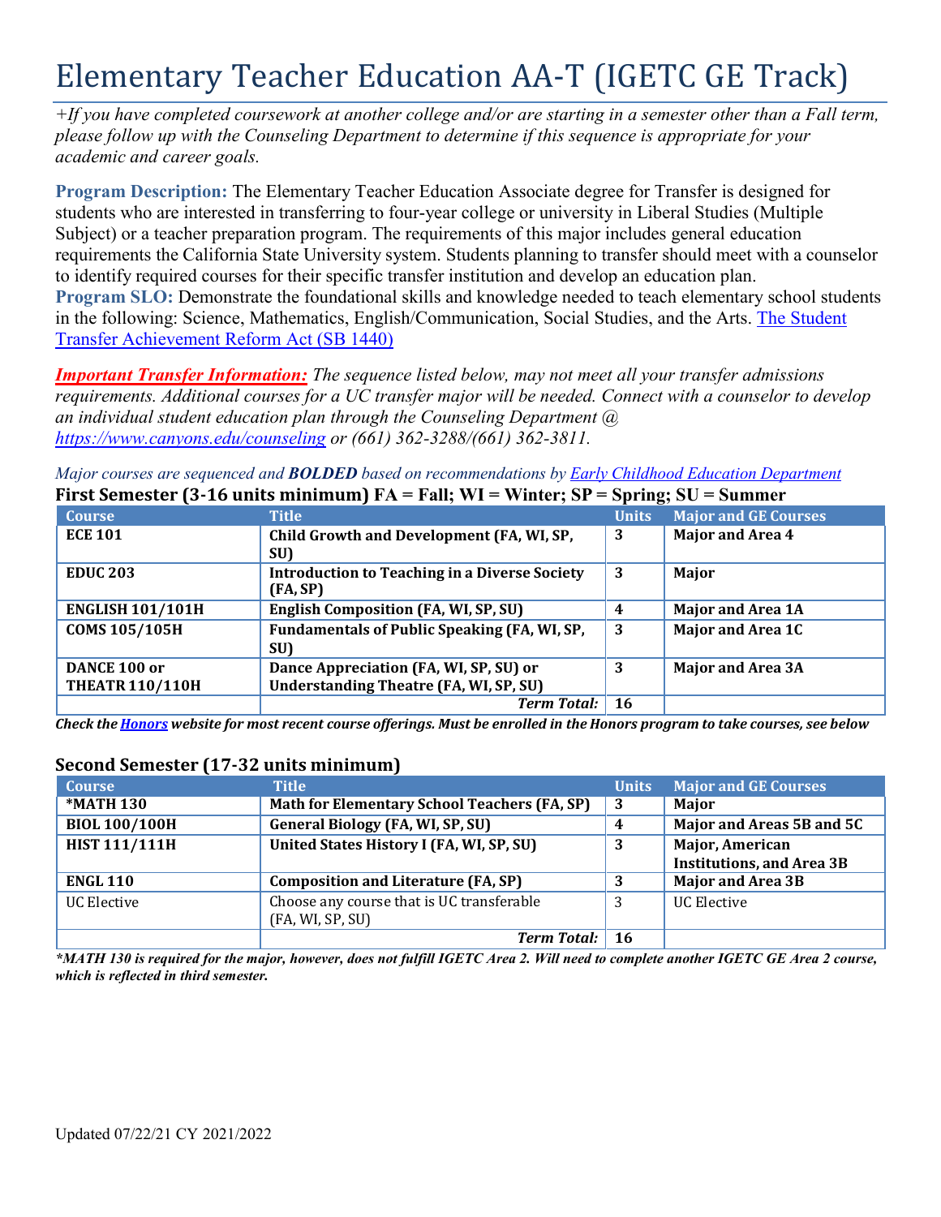# Elementary Teacher Education AA-T (IGETC GE Track)

*+If you have completed coursework at another college and/or are starting in a semester other than a Fall term, please follow up with the Counseling Department to determine if this sequence is appropriate for your academic and career goals.*

**Program Description:** The Elementary Teacher Education Associate degree for Transfer is designed for students who are interested in transferring to four-year college or university in Liberal Studies (Multiple Subject) or a teacher preparation program. The requirements of this major includes general education requirements the California State University system. Students planning to transfer should meet with a counselor to identify required courses for their specific transfer institution and develop an education plan.
**Program SLO:** Demonstrate the foundational skills and knowledge needed to teach elementary school students in the following: Science, Mathematics, English/Communication, Social Studies, and the Arts. [The Student Transfer Achievement Reform Act (SB 1440)]

***Important Transfer Information:*** *The sequence listed below, may not meet all your transfer admissions requirements. Additional courses for a UC transfer major will be needed. Connect with a counselor to develop an individual student education plan through the Counseling Department @ https://www.canyons.edu/counseling or (661) 362-3288/(661) 362-3811.*

*Major courses are sequenced and **BOLDED** based on recommendations by Early Childhood Education Department*

### First Semester (3-16 units minimum) FA = Fall; WI = Winter; SP = Spring; SU = Summer

| Course | Title | Units | Major and GE Courses |
|---|---|---|---|
| **ECE 101** | **Child Growth and Development (FA, WI, SP, SU)** | **3** | **Major and Area 4** |
| **EDUC 203** | **Introduction to Teaching in a Diverse Society (FA, SP)** | **3** | **Major** |
| **ENGLISH 101/101H** | **English Composition (FA, WI, SP, SU)** | **4** | **Major and Area 1A** |
| **COMS 105/105H** | **Fundamentals of Public Speaking (FA, WI, SP, SU)** | **3** | **Major and Area 1C** |
| **DANCE 100 or THEATR 110/110H** | **Dance Appreciation (FA, WI, SP, SU) or Understanding Theatre (FA, WI, SP, SU)** | **3** | **Major and Area 3A** |
| | ***Term Total:*** | **16** | |

***Check the Honors website for most recent course offerings. Must be enrolled in the Honors program to take courses, see below***

### Second Semester (17-32 units minimum)

| Course | Title | Units | Major and GE Courses |
|---|---|---|---|
| **\*MATH 130** | **Math for Elementary School Teachers (FA, SP)** | **3** | **Major** |
| **BIOL 100/100H** | **General Biology (FA, WI, SP, SU)** | **4** | **Major and Areas 5B and 5C** |
| **HIST 111/111H** | **United States History I (FA, WI, SP, SU)** | **3** | **Major, American Institutions, and Area 3B** |
| **ENGL 110** | **Composition and Literature (FA, SP)** | **3** | **Major and Area 3B** |
| UC Elective | Choose any course that is UC transferable (FA, WI, SP, SU) | 3 | UC Elective |
| | ***Term Total:*** | **16** | |

***\*MATH 130 is required for the major, however, does not fulfill IGETC Area 2. Will need to complete another IGETC GE Area 2 course, which is reflected in third semester.***

Updated 07/22/21 CY 2021/2022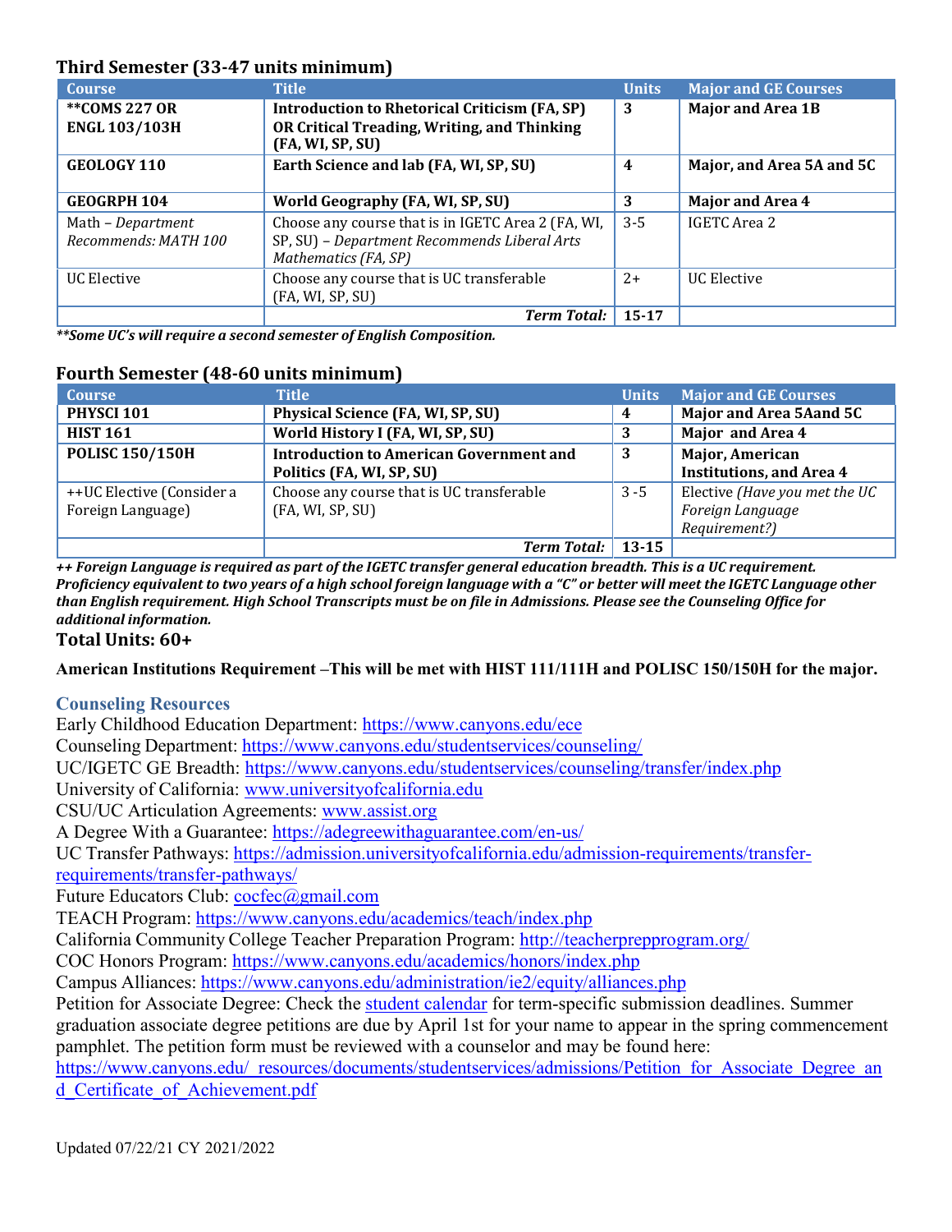## Third Semester (33-47 units minimum)

| Course | Title | Units | Major and GE Courses |
|---|---|---|---|
| **\*\*COMS 227 OR ENGL 103/103H** | **Introduction to Rhetorical Criticism (FA, SP) OR Critical Treading, Writing, and Thinking (FA, WI, SP, SU)** | **3** | **Major and Area 1B** |
| **GEOLOGY 110** | **Earth Science and lab (FA, WI, SP, SU)** | **4** | **Major, and Area 5A and 5C** |
| **GEOGRPH 104** | **World Geography (FA, WI, SP, SU)** | **3** | **Major and Area 4** |
| Math – *Department Recommends: MATH 100* | Choose any course that is in IGETC Area 2 (FA, WI, SP, SU) – *Department Recommends Liberal Arts Mathematics (FA, SP)* | 3-5 | IGETC Area 2 |
| UC Elective | Choose any course that is UC transferable (FA, WI, SP, SU) | 2+ | UC Elective |
| | ***Term Total:*** | **15-17** | |

***\*\*Some UC's will require a second semester of English Composition.***

## Fourth Semester (48-60 units minimum)

| Course | Title | Units | Major and GE Courses |
|---|---|---|---|
| **PHYSCI 101** | **Physical Science (FA, WI, SP, SU)** | **4** | **Major and Area 5Aand 5C** |
| **HIST 161** | **World History I (FA, WI, SP, SU)** | **3** | **Major and Area 4** |
| **POLISC 150/150H** | **Introduction to American Government and Politics (FA, WI, SP, SU)** | **3** | **Major, American Institutions, and Area 4** |
| ++UC Elective (Consider a Foreign Language) | Choose any course that is UC transferable (FA, WI, SP, SU) | 3 -5 | Elective *(Have you met the UC Foreign Language Requirement?)* |
| | ***Term Total:*** | **13-15** | |

***++ Foreign Language is required as part of the IGETC transfer general education breadth. This is a UC requirement. Proficiency equivalent to two years of a high school foreign language with a "C" or better will meet the IGETC Language other than English requirement. High School Transcripts must be on file in Admissions. Please see the Counseling Office for additional information.***

**Total Units: 60+**

**American Institutions Requirement –This will be met with HIST 111/111H and POLISC 150/150H for the major.**

### Counseling Resources

Early Childhood Education Department: https://www.canyons.edu/ece
Counseling Department: https://www.canyons.edu/studentservices/counseling/
UC/IGETC GE Breadth: https://www.canyons.edu/studentservices/counseling/transfer/index.php
University of California: www.universityofcalifornia.edu
CSU/UC Articulation Agreements: www.assist.org
A Degree With a Guarantee: https://adegreewithaguarantee.com/en-us/
UC Transfer Pathways: https://admission.universityofcalifornia.edu/admission-requirements/transfer-requirements/transfer-pathways/
Future Educators Club: cocfec@gmail.com
TEACH Program: https://www.canyons.edu/academics/teach/index.php
California Community College Teacher Preparation Program: http://teacherprepprogram.org/
COC Honors Program: https://www.canyons.edu/academics/honors/index.php
Campus Alliances: https://www.canyons.edu/administration/ie2/equity/alliances.php
Petition for Associate Degree: Check the student calendar for term-specific submission deadlines. Summer graduation associate degree petitions are due by April 1st for your name to appear in the spring commencement pamphlet. The petition form must be reviewed with a counselor and may be found here: https://www.canyons.edu/_resources/documents/studentservices/admissions/Petition_for_Associate_Degree_and_Certificate_of_Achievement.pdf

Updated 07/22/21 CY 2021/2022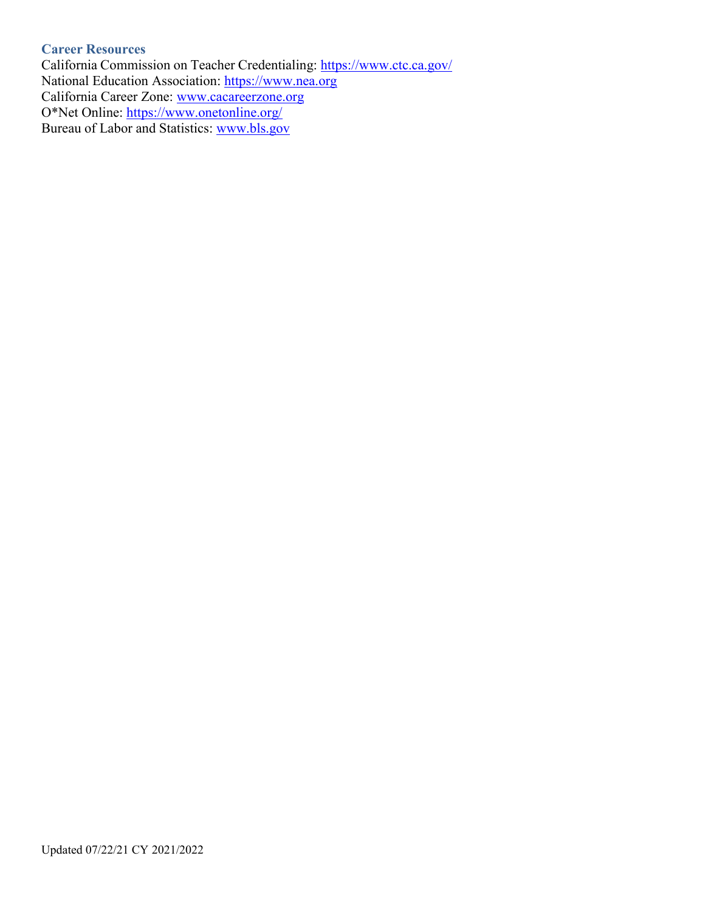### Career Resources

California Commission on Teacher Credentialing: https://www.ctc.ca.gov/
National Education Association: https://www.nea.org
California Career Zone: www.cacareerzone.org
O*Net Online: https://www.onetonline.org/
Bureau of Labor and Statistics: www.bls.gov

Updated 07/22/21 CY 2021/2022